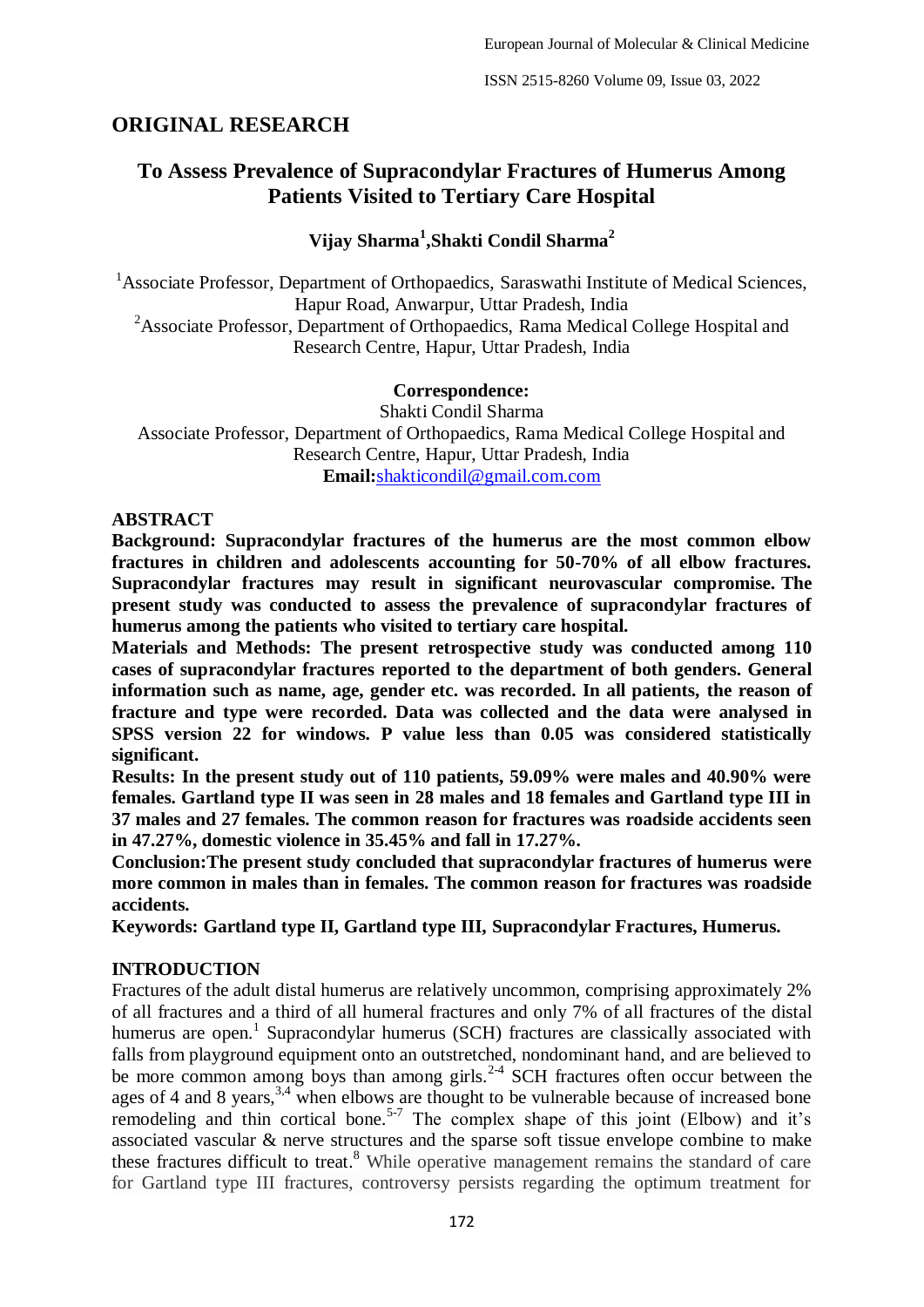## ORIGINAL RESEARCH

# To Assess Prevalence of Supracondylar Fractures of Humerus Among Patients Visited to Tertiary Care Hospital

### Vijay Sharma[1], Shakti Condil Sharma[2]

[1]Associate Professor, Department of Orthopaedics, Saraswathi Institute of Medical Sciences, Hapur Road, Anwarpur, Uttar Pradesh, India

[2]Associate Professor, Department of Orthopaedics, Rama Medical College Hospital and Research Centre, Hapur, Uttar Pradesh, India

**Correspondence:**

Shakti Condil Sharma

Associate Professor, Department of Orthopaedics, Rama Medical College Hospital and Research Centre, Hapur, Uttar Pradesh, India

**Email:** shakticondil@gmail.com.com

## ABSTRACT

**Background: Supracondylar fractures of the humerus are the most common elbow fractures in children and adolescents accounting for 50-70% of all elbow fractures. Supracondylar fractures may result in significant neurovascular compromise. The present study was conducted to assess the prevalence of supracondylar fractures of humerus among the patients who visited to tertiary care hospital.**

**Materials and Methods: The present retrospective study was conducted among 110 cases of supracondylar fractures reported to the department of both genders. General information such as name, age, gender etc. was recorded. In all patients, the reason of fracture and type were recorded. Data was collected and the data were analysed in SPSS version 22 for windows. P value less than 0.05 was considered statistically significant.**

**Results: In the present study out of 110 patients, 59.09% were males and 40.90% were females. Gartland type II was seen in 28 males and 18 females and Gartland type III in 37 males and 27 females. The common reason for fractures was roadside accidents seen in 47.27%, domestic violence in 35.45% and fall in 17.27%.**

**Conclusion: The present study concluded that supracondylar fractures of humerus were more common in males than in females. The common reason for fractures was roadside accidents.**

**Keywords: Gartland type II, Gartland type III, Supracondylar Fractures, Humerus.**

## INTRODUCTION

Fractures of the adult distal humerus are relatively uncommon, comprising approximately 2% of all fractures and a third of all humeral fractures and only 7% of all fractures of the distal humerus are open.[1] Supracondylar humerus (SCH) fractures are classically associated with falls from playground equipment onto an outstretched, nondominant hand, and are believed to be more common among boys than among girls.[2-4] SCH fractures often occur between the ages of 4 and 8 years,[3,4] when elbows are thought to be vulnerable because of increased bone remodeling and thin cortical bone.[5-7] The complex shape of this joint (Elbow) and it's associated vascular & nerve structures and the sparse soft tissue envelope combine to make these fractures difficult to treat.[8] While operative management remains the standard of care for Gartland type III fractures, controversy persists regarding the optimum treatment for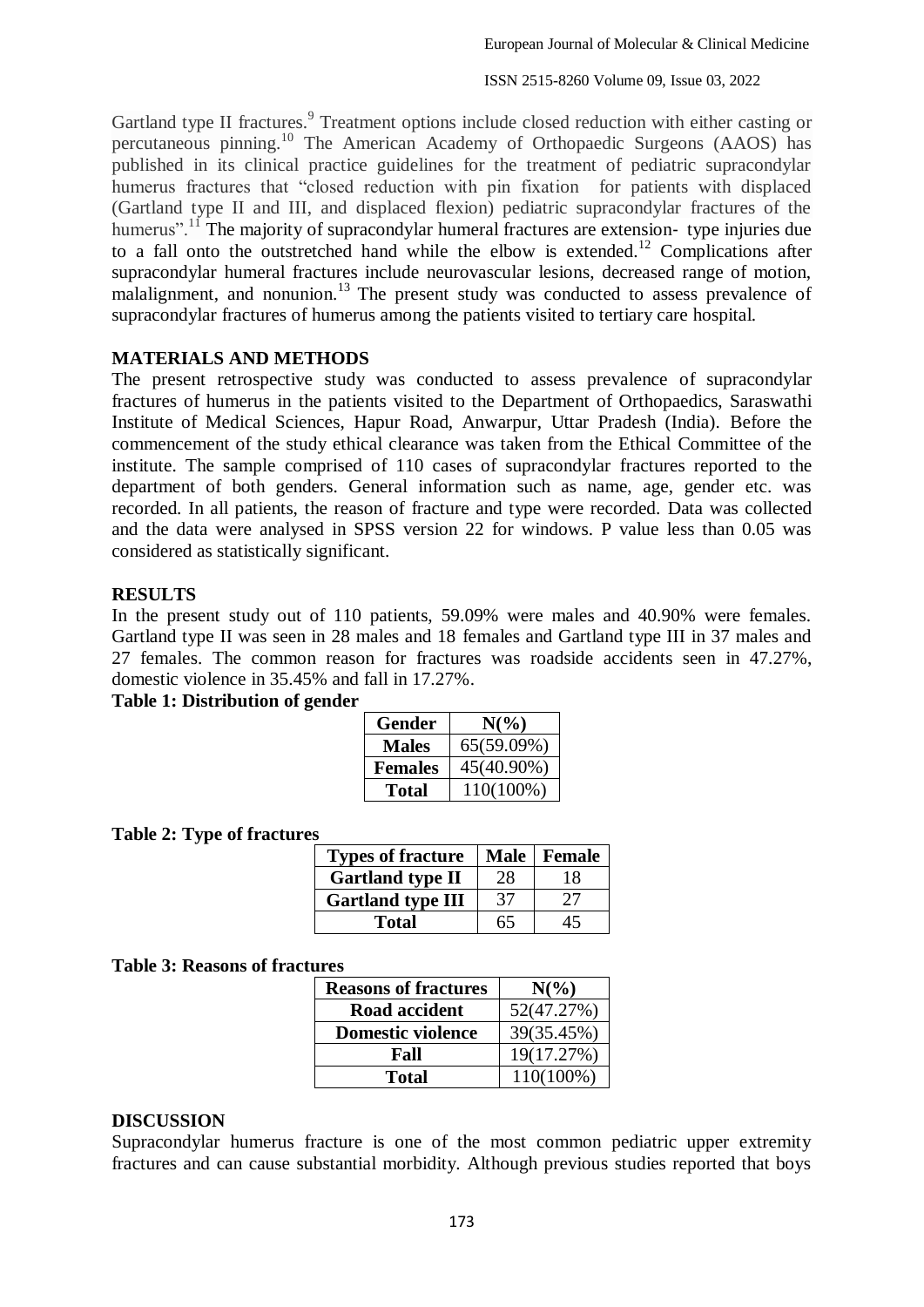Gartland type II fractures.[9] Treatment options include closed reduction with either casting or percutaneous pinning.[10] The American Academy of Orthopaedic Surgeons (AAOS) has published in its clinical practice guidelines for the treatment of pediatric supracondylar humerus fractures that "closed reduction with pin fixation for patients with displaced (Gartland type II and III, and displaced flexion) pediatric supracondylar fractures of the humerus".[11] The majority of supracondylar humeral fractures are extension- type injuries due to a fall onto the outstretched hand while the elbow is extended.[12] Complications after supracondylar humeral fractures include neurovascular lesions, decreased range of motion, malalignment, and nonunion.[13] The present study was conducted to assess prevalence of supracondylar fractures of humerus among the patients visited to tertiary care hospital.

## MATERIALS AND METHODS

The present retrospective study was conducted to assess prevalence of supracondylar fractures of humerus in the patients visited to the Department of Orthopaedics, Saraswathi Institute of Medical Sciences, Hapur Road, Anwarpur, Uttar Pradesh (India). Before the commencement of the study ethical clearance was taken from the Ethical Committee of the institute. The sample comprised of 110 cases of supracondylar fractures reported to the department of both genders. General information such as name, age, gender etc. was recorded. In all patients, the reason of fracture and type were recorded. Data was collected and the data were analysed in SPSS version 22 for windows. P value less than 0.05 was considered as statistically significant.

## RESULTS

In the present study out of 110 patients, 59.09% were males and 40.90% were females. Gartland type II was seen in 28 males and 18 females and Gartland type III in 37 males and 27 females. The common reason for fractures was roadside accidents seen in 47.27%, domestic violence in 35.45% and fall in 17.27%.

**Table 1: Distribution of gender**

| Gender | N(%) |
|---|---|
| **Males** | 65(59.09%) |
| **Females** | 45(40.90%) |
| **Total** | 110(100%) |

**Table 2: Type of fractures**

| Types of fracture | Male | Female |
|---|---|---|
| **Gartland type II** | 28 | 18 |
| **Gartland type III** | 37 | 27 |
| **Total** | 65 | 45 |

**Table 3: Reasons of fractures**

| Reasons of fractures | N(%) |
|---|---|
| **Road accident** | 52(47.27%) |
| **Domestic violence** | 39(35.45%) |
| **Fall** | 19(17.27%) |
| **Total** | 110(100%) |

## DISCUSSION

Supracondylar humerus fracture is one of the most common pediatric upper extremity fractures and can cause substantial morbidity. Although previous studies reported that boys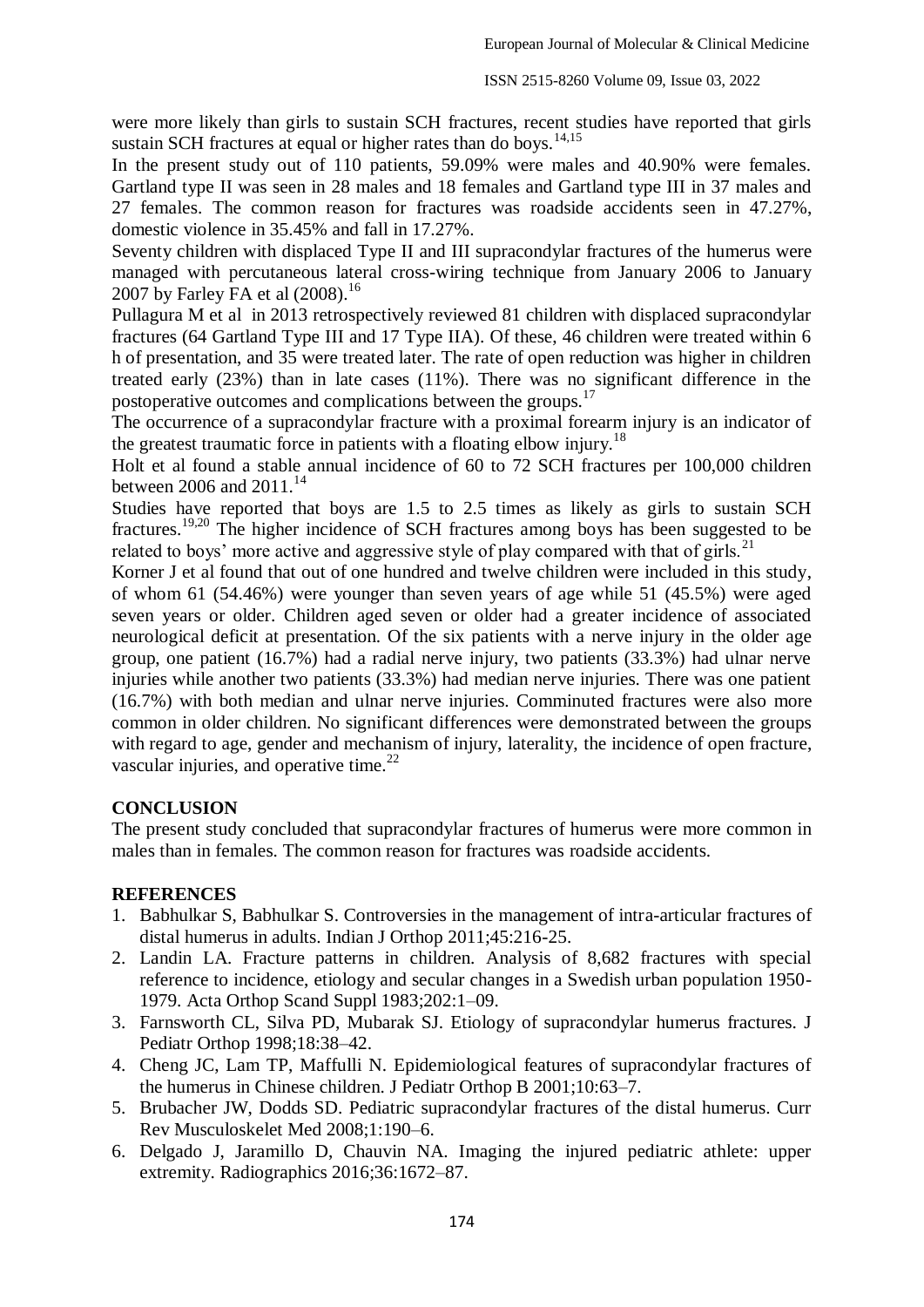were more likely than girls to sustain SCH fractures, recent studies have reported that girls sustain SCH fractures at equal or higher rates than do boys.[14,15]

In the present study out of 110 patients, 59.09% were males and 40.90% were females. Gartland type II was seen in 28 males and 18 females and Gartland type III in 37 males and 27 females. The common reason for fractures was roadside accidents seen in 47.27%, domestic violence in 35.45% and fall in 17.27%.

Seventy children with displaced Type II and III supracondylar fractures of the humerus were managed with percutaneous lateral cross-wiring technique from January 2006 to January 2007 by Farley FA et al (2008).[16]

Pullagura M et al in 2013 retrospectively reviewed 81 children with displaced supracondylar fractures (64 Gartland Type III and 17 Type IIA). Of these, 46 children were treated within 6 h of presentation, and 35 were treated later. The rate of open reduction was higher in children treated early (23%) than in late cases (11%). There was no significant difference in the postoperative outcomes and complications between the groups.[17]

The occurrence of a supracondylar fracture with a proximal forearm injury is an indicator of the greatest traumatic force in patients with a floating elbow injury.[18]

Holt et al found a stable annual incidence of 60 to 72 SCH fractures per 100,000 children between 2006 and 2011.[14]

Studies have reported that boys are 1.5 to 2.5 times as likely as girls to sustain SCH fractures.[19,20] The higher incidence of SCH fractures among boys has been suggested to be related to boys' more active and aggressive style of play compared with that of girls.[21]

Korner J et al found that out of one hundred and twelve children were included in this study, of whom 61 (54.46%) were younger than seven years of age while 51 (45.5%) were aged seven years or older. Children aged seven or older had a greater incidence of associated neurological deficit at presentation. Of the six patients with a nerve injury in the older age group, one patient (16.7%) had a radial nerve injury, two patients (33.3%) had ulnar nerve injuries while another two patients (33.3%) had median nerve injuries. There was one patient (16.7%) with both median and ulnar nerve injuries. Comminuted fractures were also more common in older children. No significant differences were demonstrated between the groups with regard to age, gender and mechanism of injury, laterality, the incidence of open fracture, vascular injuries, and operative time.[22]

## CONCLUSION

The present study concluded that supracondylar fractures of humerus were more common in males than in females. The common reason for fractures was roadside accidents.

## REFERENCES

1. Babhulkar S, Babhulkar S. Controversies in the management of intra-articular fractures of distal humerus in adults. Indian J Orthop 2011;45:216-25.
2. Landin LA. Fracture patterns in children. Analysis of 8,682 fractures with special reference to incidence, etiology and secular changes in a Swedish urban population 1950-1979. Acta Orthop Scand Suppl 1983;202:1–09.
3. Farnsworth CL, Silva PD, Mubarak SJ. Etiology of supracondylar humerus fractures. J Pediatr Orthop 1998;18:38–42.
4. Cheng JC, Lam TP, Maffulli N. Epidemiological features of supracondylar fractures of the humerus in Chinese children. J Pediatr Orthop B 2001;10:63–7.
5. Brubacher JW, Dodds SD. Pediatric supracondylar fractures of the distal humerus. Curr Rev Musculoskelet Med 2008;1:190–6.
6. Delgado J, Jaramillo D, Chauvin NA. Imaging the injured pediatric athlete: upper extremity. Radiographics 2016;36:1672–87.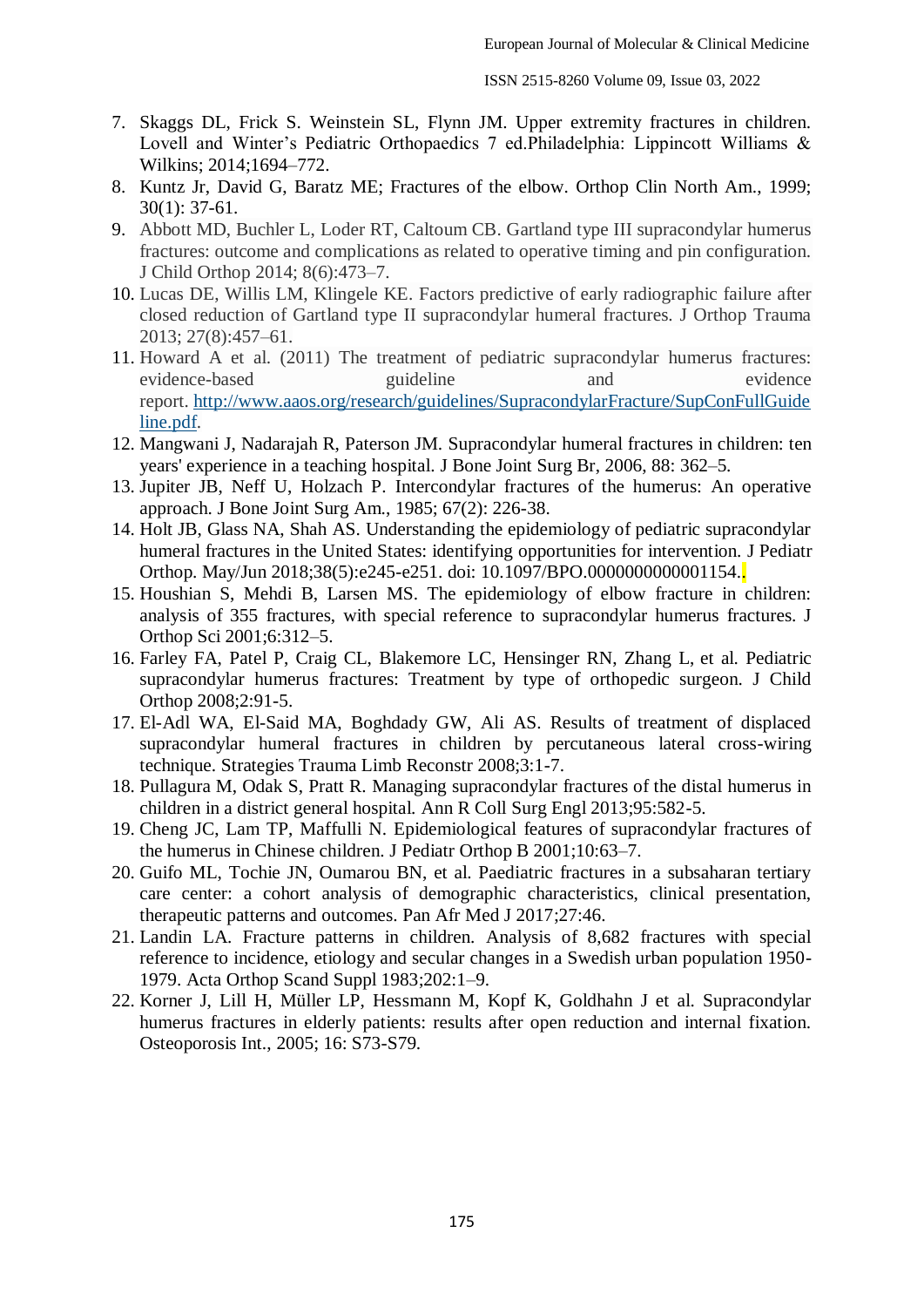7. Skaggs DL, Frick S. Weinstein SL, Flynn JM. Upper extremity fractures in children. Lovell and Winter's Pediatric Orthopaedics 7 ed.Philadelphia: Lippincott Williams & Wilkins; 2014;1694–772.
8. Kuntz Jr, David G, Baratz ME; Fractures of the elbow. Orthop Clin North Am., 1999; 30(1): 37-61.
9. Abbott MD, Buchler L, Loder RT, Caltoum CB. Gartland type III supracondylar humerus fractures: outcome and complications as related to operative timing and pin configuration. J Child Orthop 2014; 8(6):473–7.
10. Lucas DE, Willis LM, Klingele KE. Factors predictive of early radiographic failure after closed reduction of Gartland type II supracondylar humeral fractures. J Orthop Trauma 2013; 27(8):457–61.
11. Howard A et al. (2011) The treatment of pediatric supracondylar humerus fractures: evidence-based guideline and evidence report. http://www.aaos.org/research/guidelines/SupracondylarFracture/SupConFullGuideline.pdf.
12. Mangwani J, Nadarajah R, Paterson JM. Supracondylar humeral fractures in children: ten years' experience in a teaching hospital. J Bone Joint Surg Br, 2006, 88: 362–5.
13. Jupiter JB, Neff U, Holzach P. Intercondylar fractures of the humerus: An operative approach. J Bone Joint Surg Am., 1985; 67(2): 226-38.
14. Holt JB, Glass NA, Shah AS. Understanding the epidemiology of pediatric supracondylar humeral fractures in the United States: identifying opportunities for intervention. J Pediatr Orthop. May/Jun 2018;38(5):e245-e251. doi: 10.1097/BPO.0000000000001154..
15. Houshian S, Mehdi B, Larsen MS. The epidemiology of elbow fracture in children: analysis of 355 fractures, with special reference to supracondylar humerus fractures. J Orthop Sci 2001;6:312–5.
16. Farley FA, Patel P, Craig CL, Blakemore LC, Hensinger RN, Zhang L, et al. Pediatric supracondylar humerus fractures: Treatment by type of orthopedic surgeon. J Child Orthop 2008;2:91-5.
17. El-Adl WA, El-Said MA, Boghdady GW, Ali AS. Results of treatment of displaced supracondylar humeral fractures in children by percutaneous lateral cross-wiring technique. Strategies Trauma Limb Reconstr 2008;3:1-7.
18. Pullagura M, Odak S, Pratt R. Managing supracondylar fractures of the distal humerus in children in a district general hospital. Ann R Coll Surg Engl 2013;95:582-5.
19. Cheng JC, Lam TP, Maffulli N. Epidemiological features of supracondylar fractures of the humerus in Chinese children. J Pediatr Orthop B 2001;10:63–7.
20. Guifo ML, Tochie JN, Oumarou BN, et al. Paediatric fractures in a subsaharan tertiary care center: a cohort analysis of demographic characteristics, clinical presentation, therapeutic patterns and outcomes. Pan Afr Med J 2017;27:46.
21. Landin LA. Fracture patterns in children. Analysis of 8,682 fractures with special reference to incidence, etiology and secular changes in a Swedish urban population 1950-1979. Acta Orthop Scand Suppl 1983;202:1–9.
22. Korner J, Lill H, Müller LP, Hessmann M, Kopf K, Goldhahn J et al. Supracondylar humerus fractures in elderly patients: results after open reduction and internal fixation. Osteoporosis Int., 2005; 16: S73-S79.